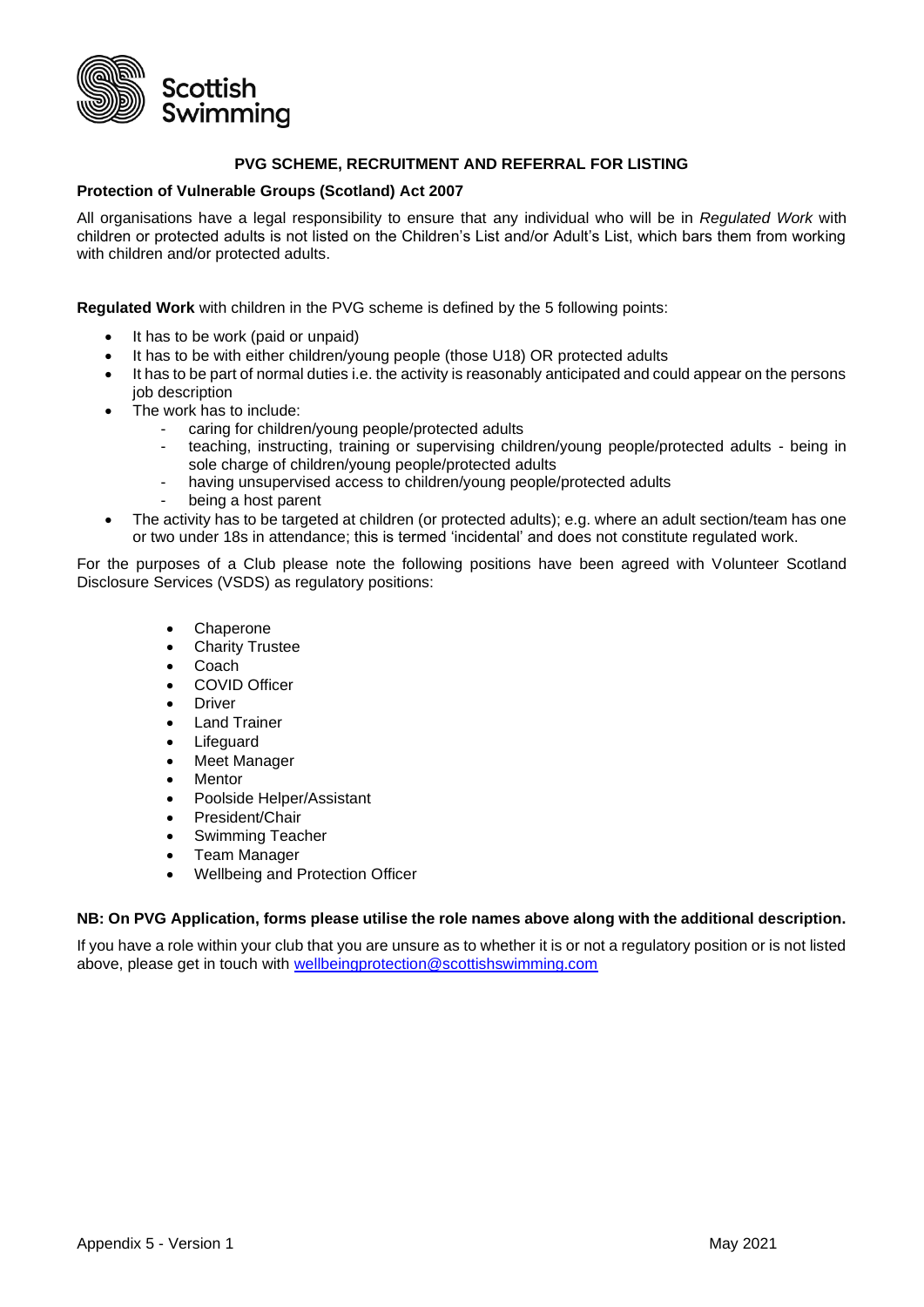Scottish Swimming

## PVG SCHEME, RECRUITMENT AND REFERRAL FOR LISTING

### Protection of Vulnerable Groups (Scotland) Act 2007

All organisations have a legal responsibility to ensure that any individual who will be in *Regulated Work* with children or protected adults is not listed on the Children's List and/or Adult's List, which bars them from working with children and/or protected adults.

**Regulated Work** with children in the PVG scheme is defined by the 5 following points:

- It has to be work (paid or unpaid)
- It has to be with either children/young people (those U18) OR protected adults
- It has to be part of normal duties i.e. the activity is reasonably anticipated and could appear on the persons job description
- The work has to include:
    - caring for children/young people/protected adults
    - teaching, instructing, training or supervising children/young people/protected adults - being in sole charge of children/young people/protected adults
    - having unsupervised access to children/young people/protected adults
    - being a host parent
- The activity has to be targeted at children (or protected adults); e.g. where an adult section/team has one or two under 18s in attendance; this is termed 'incidental' and does not constitute regulated work.

For the purposes of a Club please note the following positions have been agreed with Volunteer Scotland Disclosure Services (VSDS) as regulatory positions:

- Chaperone
- Charity Trustee
- Coach
- COVID Officer
- Driver
- Land Trainer
- Lifeguard
- Meet Manager
- Mentor
- Poolside Helper/Assistant
- President/Chair
- Swimming Teacher
- Team Manager
- Wellbeing and Protection Officer

**NB: On PVG Application, forms please utilise the role names above along with the additional description.**

If you have a role within your club that you are unsure as to whether it is or not a regulatory position or is not listed above, please get in touch with wellbeingprotection@scottishswimming.com

Appendix 5 - Version 1 May 2021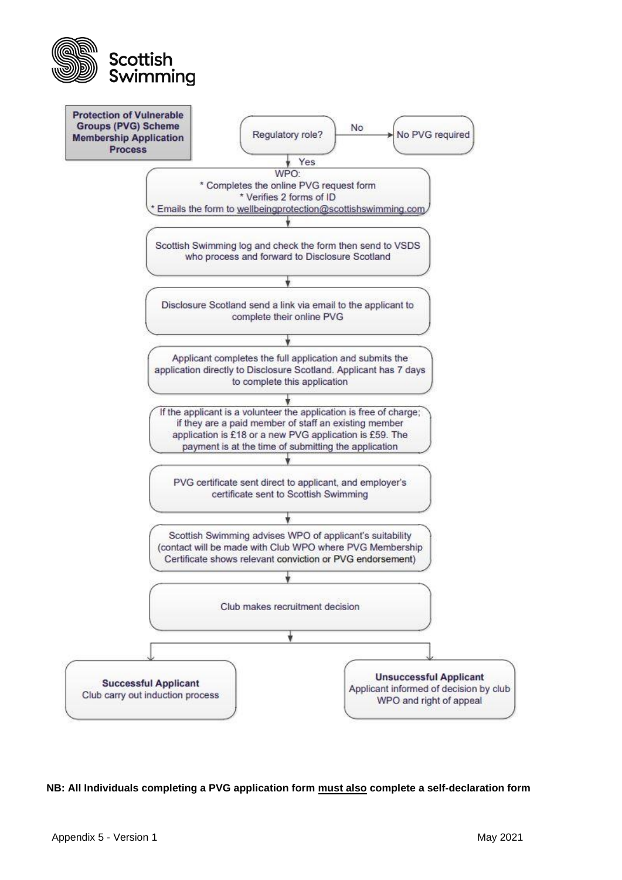Scottish Swimming

**Protection of Vulnerable Groups (PVG) Scheme Membership Application Process**

Regulatory role?

- No → No PVG required
- Yes ↓

WPO:
* Completes the online PVG request form
* Verifies 2 forms of ID
* Emails the form to wellbeingprotection@scottishswimming.com

↓

Scottish Swimming log and check the form then send to VSDS who process and forward to Disclosure Scotland

↓

Disclosure Scotland send a link via email to the applicant to complete their online PVG

↓

Applicant completes the full application and submits the application directly to Disclosure Scotland. Applicant has 7 days to complete this application

↓

If the applicant is a volunteer the application is free of charge; if they are a paid member of staff an existing member application is £18 or a new PVG application is £59. The payment is at the time of submitting the application

↓

PVG certificate sent direct to applicant, and employer's certificate sent to Scottish Swimming

↓

Scottish Swimming advises WPO of applicant's suitability (contact will be made with Club WPO where PVG Membership Certificate shows relevant conviction or PVG endorsement)

↓

Club makes recruitment decision

↓

**Successful Applicant**
Club carry out induction process

**Unsuccessful Applicant**
Applicant informed of decision by club WPO and right of appeal

**NB: All Individuals completing a PVG application form must also complete a self-declaration form**

Appendix 5 - Version 1 May 2021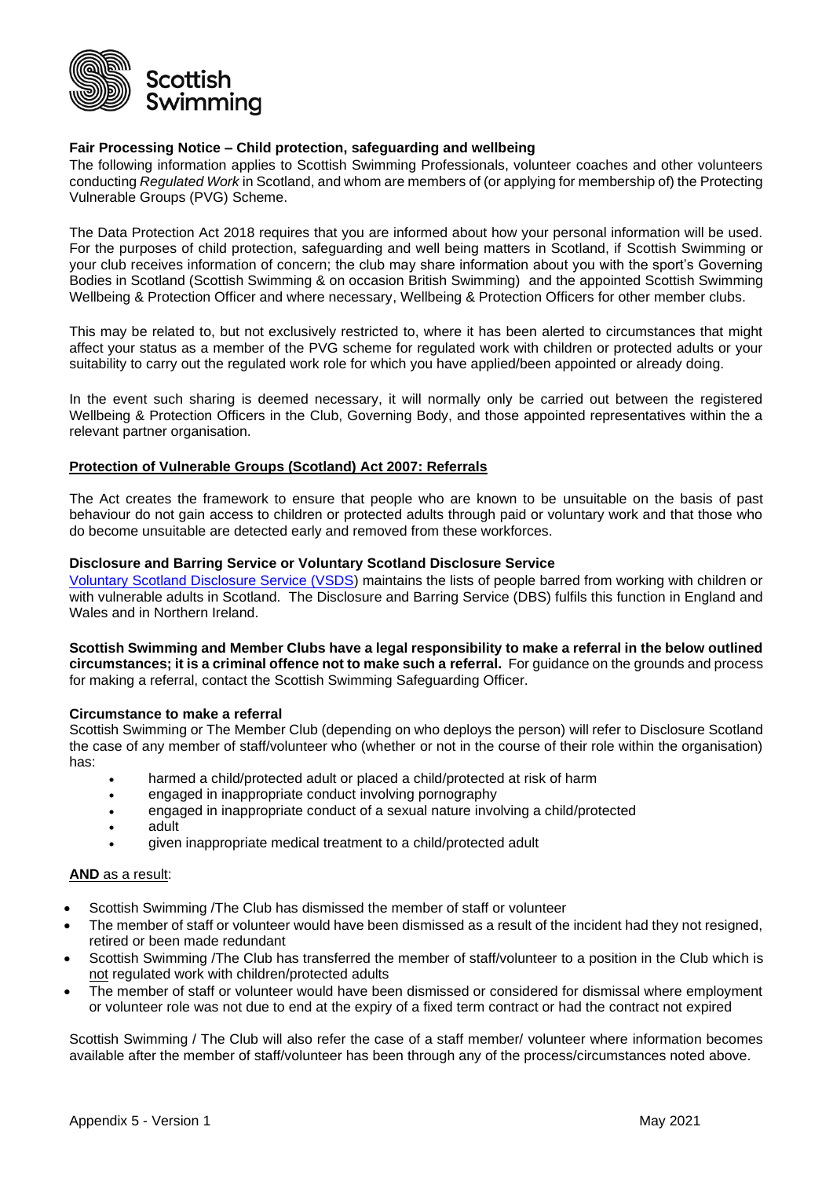**Fair Processing Notice – Child protection, safeguarding and wellbeing**

The following information applies to Scottish Swimming Professionals, volunteer coaches and other volunteers conducting *Regulated Work* in Scotland, and whom are members of (or applying for membership of) the Protecting Vulnerable Groups (PVG) Scheme.

The Data Protection Act 2018 requires that you are informed about how your personal information will be used. For the purposes of child protection, safeguarding and well being matters in Scotland, if Scottish Swimming or your club receives information of concern; the club may share information about you with the sport's Governing Bodies in Scotland (Scottish Swimming & on occasion British Swimming) and the appointed Scottish Swimming Wellbeing & Protection Officer and where necessary, Wellbeing & Protection Officers for other member clubs.

This may be related to, but not exclusively restricted to, where it has been alerted to circumstances that might affect your status as a member of the PVG scheme for regulated work with children or protected adults or your suitability to carry out the regulated work role for which you have applied/been appointed or already doing.

In the event such sharing is deemed necessary, it will normally only be carried out between the registered Wellbeing & Protection Officers in the Club, Governing Body, and those appointed representatives within the a relevant partner organisation.

**Protection of Vulnerable Groups (Scotland) Act 2007: Referrals**

The Act creates the framework to ensure that people who are known to be unsuitable on the basis of past behaviour do not gain access to children or protected adults through paid or voluntary work and that those who do become unsuitable are detected early and removed from these workforces.

**Disclosure and Barring Service or Voluntary Scotland Disclosure Service**

Voluntary Scotland Disclosure Service (VSDS) maintains the lists of people barred from working with children or with vulnerable adults in Scotland. The Disclosure and Barring Service (DBS) fulfils this function in England and Wales and in Northern Ireland.

**Scottish Swimming and Member Clubs have a legal responsibility to make a referral in the below outlined circumstances; it is a criminal offence not to make such a referral.** For guidance on the grounds and process for making a referral, contact the Scottish Swimming Safeguarding Officer.

**Circumstance to make a referral**

Scottish Swimming or The Member Club (depending on who deploys the person) will refer to Disclosure Scotland the case of any member of staff/volunteer who (whether or not in the course of their role within the organisation) has:

- harmed a child/protected adult or placed a child/protected at risk of harm
- engaged in inappropriate conduct involving pornography
- engaged in inappropriate conduct of a sexual nature involving a child/protected
- adult
- given inappropriate medical treatment to a child/protected adult

**AND** as a result:

- Scottish Swimming /The Club has dismissed the member of staff or volunteer
- The member of staff or volunteer would have been dismissed as a result of the incident had they not resigned, retired or been made redundant
- Scottish Swimming /The Club has transferred the member of staff/volunteer to a position in the Club which is not regulated work with children/protected adults
- The member of staff or volunteer would have been dismissed or considered for dismissal where employment or volunteer role was not due to end at the expiry of a fixed term contract or had the contract not expired

Scottish Swimming / The Club will also refer the case of a staff member/ volunteer where information becomes available after the member of staff/volunteer has been through any of the process/circumstances noted above.

Appendix 5 - Version 1 May 2021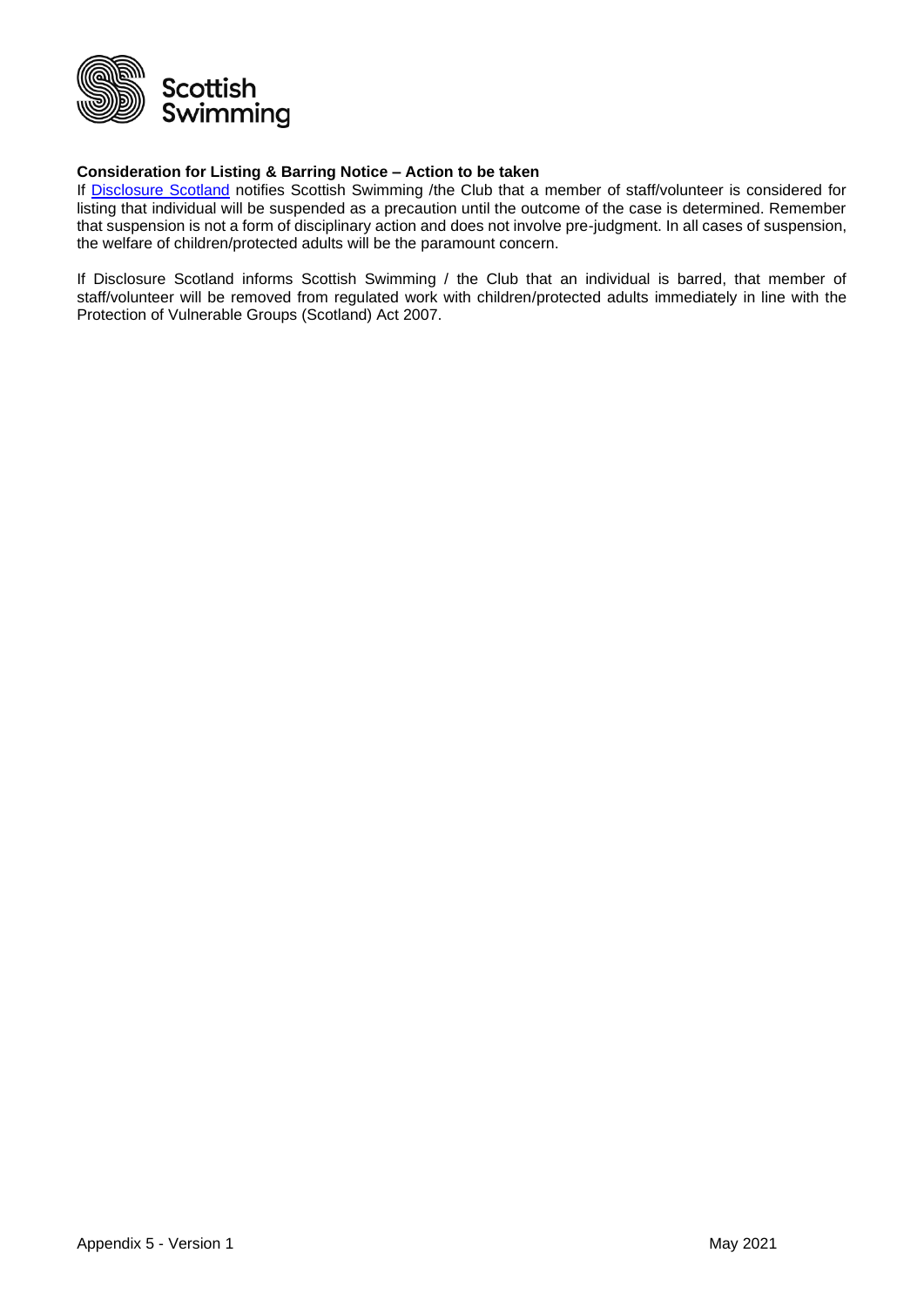**Consideration for Listing & Barring Notice – Action to be taken**

If Disclosure Scotland notifies Scottish Swimming /the Club that a member of staff/volunteer is considered for listing that individual will be suspended as a precaution until the outcome of the case is determined. Remember that suspension is not a form of disciplinary action and does not involve pre-judgment. In all cases of suspension, the welfare of children/protected adults will be the paramount concern.

If Disclosure Scotland informs Scottish Swimming / the Club that an individual is barred, that member of staff/volunteer will be removed from regulated work with children/protected adults immediately in line with the Protection of Vulnerable Groups (Scotland) Act 2007.